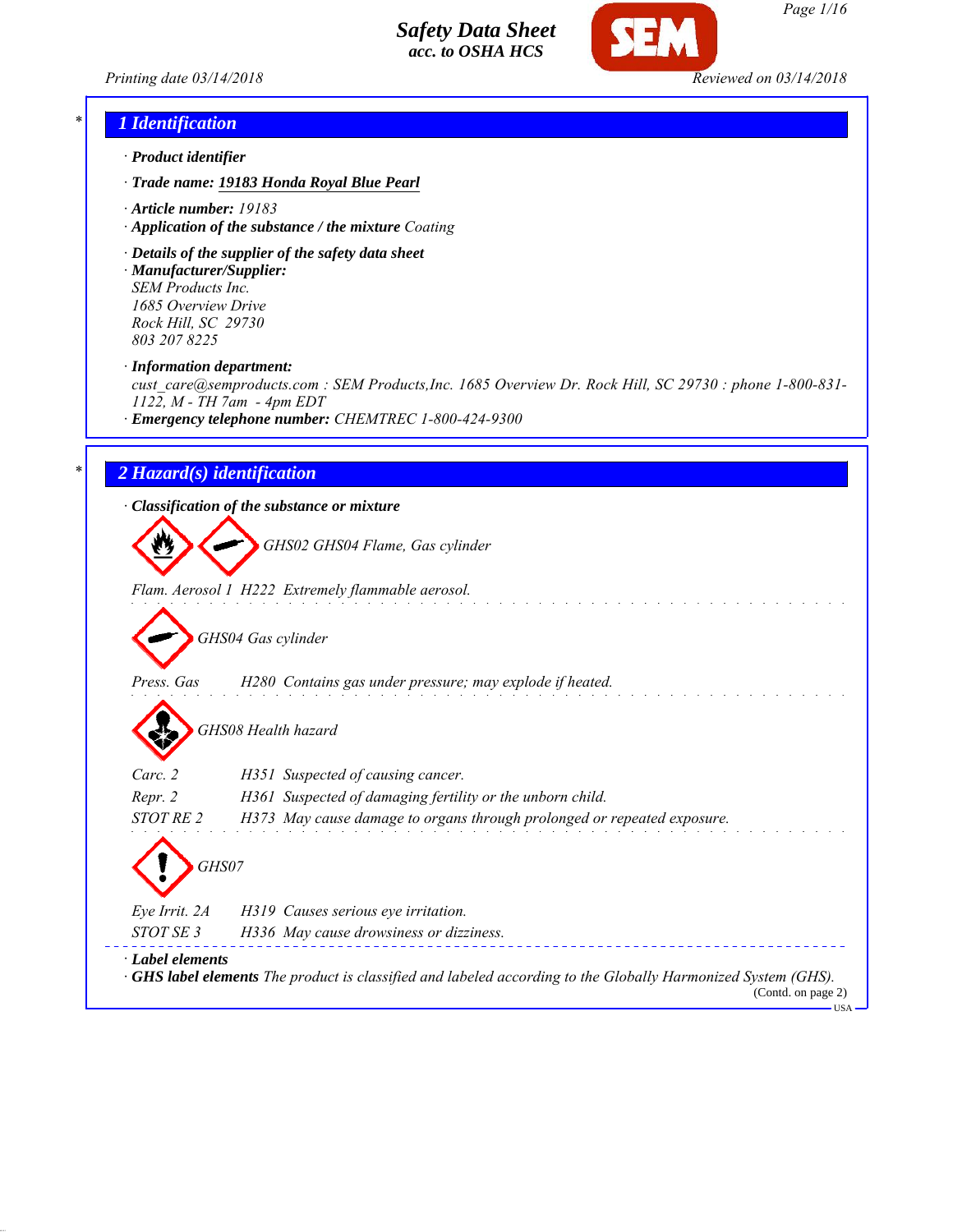# Safety Data Sheet
**acc. to OSHA HCS**

Printing date 03/14/2018 — Reviewed on 03/14/2018

## 1 Identification

· **Product identifier**

· **Trade name:** **19183 Honda Royal Blue Pearl**

· **Article number:** 19183

· **Application of the substance / the mixture** Coating

· **Details of the supplier of the safety data sheet**

· **Manufacturer/Supplier:**
SEM Products Inc.
1685 Overview Drive
Rock Hill, SC 29730
803 207 8225

· **Information department:**
cust_care@semproducts.com : SEM Products,Inc. 1685 Overview Dr. Rock Hill, SC 29730 : phone 1-800-831-1122, M - TH 7am - 4pm EDT

· **Emergency telephone number:** CHEMTREC 1-800-424-9300

## 2 Hazard(s) identification

· **Classification of the substance or mixture**

GHS02 GHS04 Flame, Gas cylinder

Flam. Aerosol 1 H222 Extremely flammable aerosol.

GHS04 Gas cylinder

Press. Gas H280 Contains gas under pressure; may explode if heated.

GHS08 Health hazard

Carc. 2 H351 Suspected of causing cancer.

Repr. 2 H361 Suspected of damaging fertility or the unborn child.

STOT RE 2 H373 May cause damage to organs through prolonged or repeated exposure.

GHS07

Eye Irrit. 2A H319 Causes serious eye irritation.

STOT SE 3 H336 May cause drowsiness or dizziness.

· **Label elements**

· **GHS label elements** The product is classified and labeled according to the Globally Harmonized System (GHS).

(Contd. on page 2)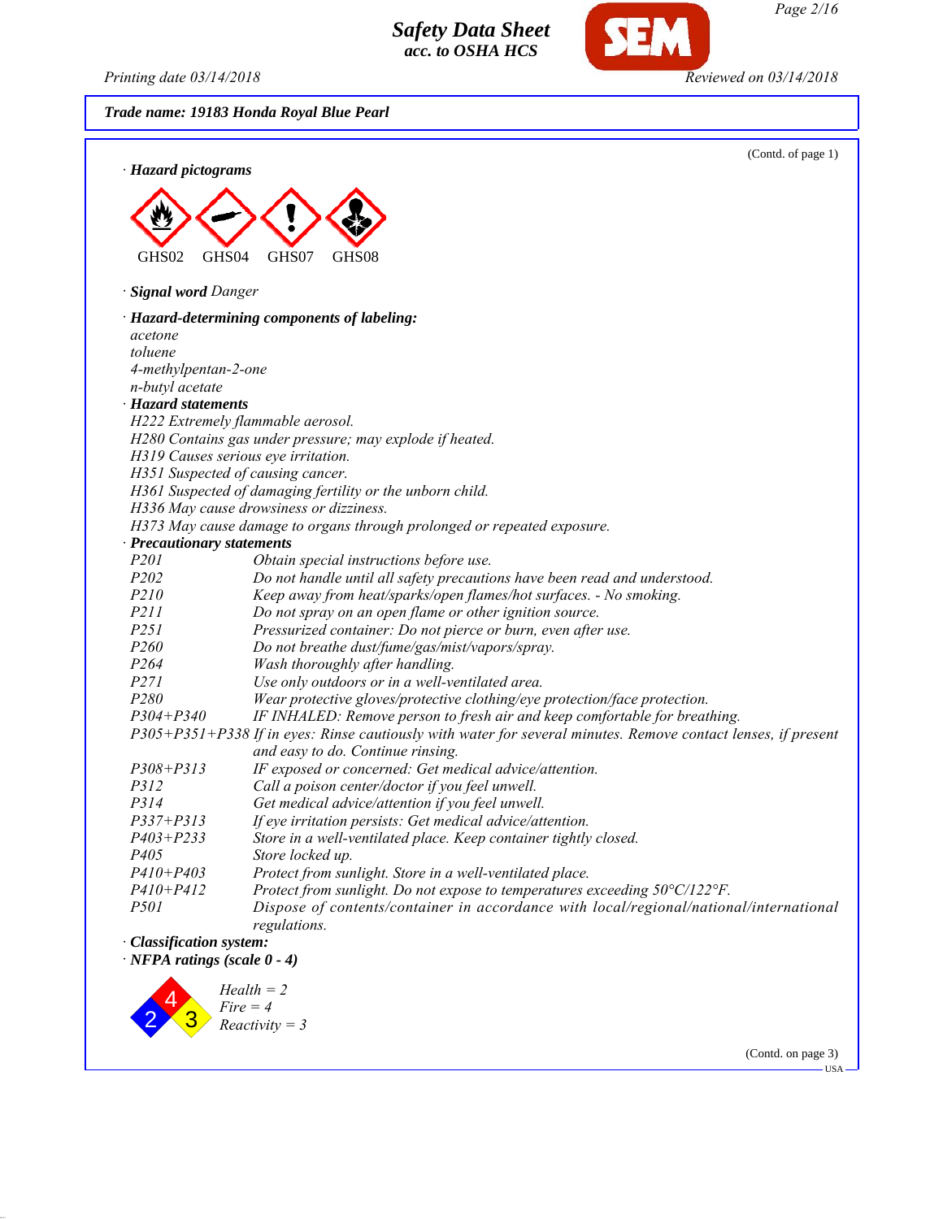**Trade name: 19183 Honda Royal Blue Pearl**

(Contd. of page 1)

· **Hazard pictograms**

GHS02 GHS04 GHS07 GHS08

· **Signal word** *Danger*

· **Hazard-determining components of labeling:**

*acetone*
*toluene*
*4-methylpentan-2-one*
*n-butyl acetate*

· **Hazard statements**

*H222 Extremely flammable aerosol.*
*H280 Contains gas under pressure; may explode if heated.*
*H319 Causes serious eye irritation.*
*H351 Suspected of causing cancer.*
*H361 Suspected of damaging fertility or the unborn child.*
*H336 May cause drowsiness or dizziness.*
*H373 May cause damage to organs through prolonged or repeated exposure.*

· **Precautionary statements**

| | |
|---|---|
| *P201* | *Obtain special instructions before use.* |
| *P202* | *Do not handle until all safety precautions have been read and understood.* |
| *P210* | *Keep away from heat/sparks/open flames/hot surfaces. - No smoking.* |
| *P211* | *Do not spray on an open flame or other ignition source.* |
| *P251* | *Pressurized container: Do not pierce or burn, even after use.* |
| *P260* | *Do not breathe dust/fume/gas/mist/vapors/spray.* |
| *P264* | *Wash thoroughly after handling.* |
| *P271* | *Use only outdoors or in a well-ventilated area.* |
| *P280* | *Wear protective gloves/protective clothing/eye protection/face protection.* |
| *P304+P340* | *IF INHALED: Remove person to fresh air and keep comfortable for breathing.* |
| *P305+P351+P338* | *If in eyes: Rinse cautiously with water for several minutes. Remove contact lenses, if present and easy to do. Continue rinsing.* |
| *P308+P313* | *IF exposed or concerned: Get medical advice/attention.* |
| *P312* | *Call a poison center/doctor if you feel unwell.* |
| *P314* | *Get medical advice/attention if you feel unwell.* |
| *P337+P313* | *If eye irritation persists: Get medical advice/attention.* |
| *P403+P233* | *Store in a well-ventilated place. Keep container tightly closed.* |
| *P405* | *Store locked up.* |
| *P410+P403* | *Protect from sunlight. Store in a well-ventilated place.* |
| *P410+P412* | *Protect from sunlight. Do not expose to temperatures exceeding 50°C/122°F.* |
| *P501* | *Dispose of contents/container in accordance with local/regional/national/international regulations.* |

· **Classification system:**

· **NFPA ratings (scale 0 - 4)**

*Health = 2*
*Fire = 4*
*Reactivity = 3*

(Contd. on page 3)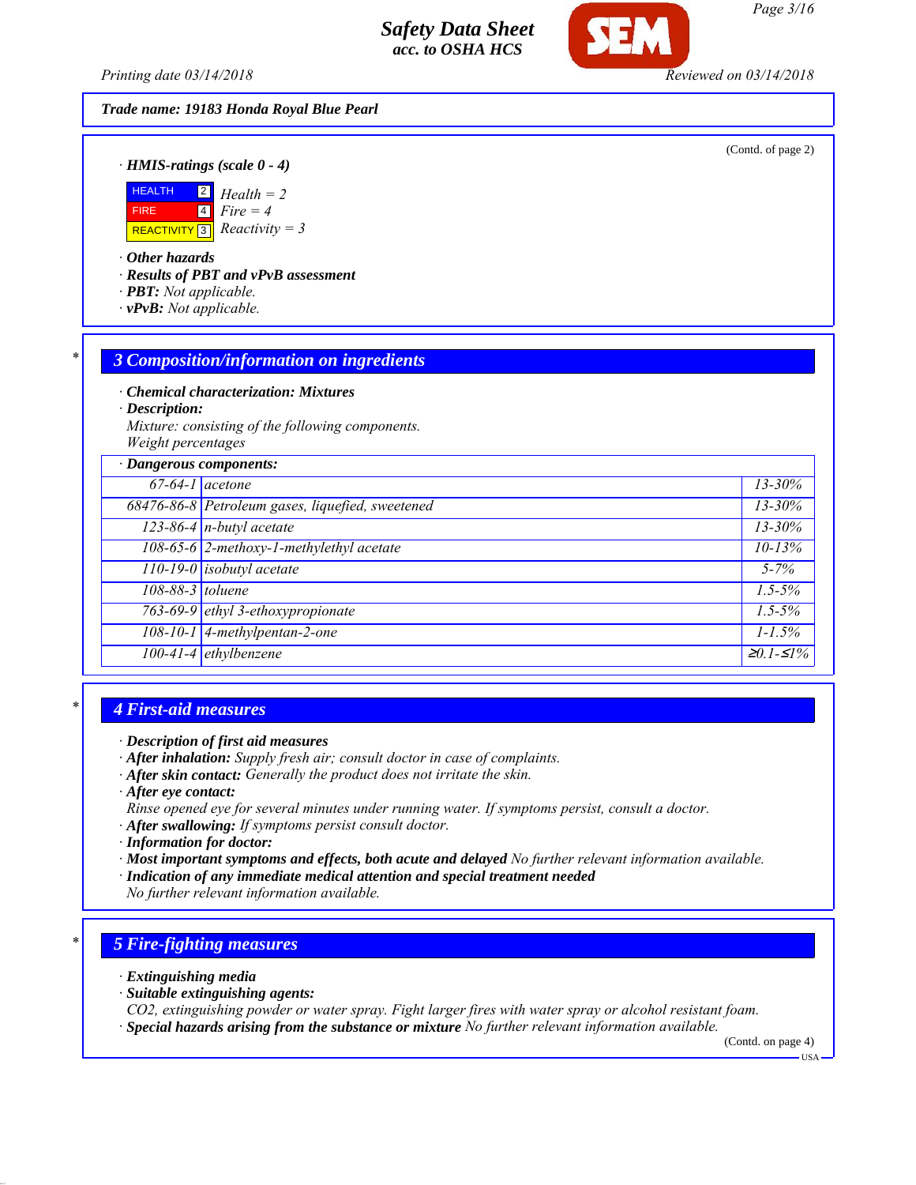Trade name: 19183 Honda Royal Blue Pearl

(Contd. of page 2)

· **HMIS-ratings (scale 0 - 4)**

| | | |
|---|---|---|
| HEALTH | 2 | Health = 2 |
| FIRE | 4 | Fire = 4 |
| REACTIVITY | 3 | Reactivity = 3 |

· **Other hazards**
· **Results of PBT and vPvB assessment**
· **PBT:** Not applicable.
· **vPvB:** Not applicable.

## 3 Composition/information on ingredients

· **Chemical characterization: Mixtures**
· **Description:**
Mixture: consisting of the following components.
Weight percentages

| · Dangerous components: | | |
|---|---|---|
| 67-64-1 | acetone | 13-30% |
| 68476-86-8 | Petroleum gases, liquefied, sweetened | 13-30% |
| 123-86-4 | n-butyl acetate | 13-30% |
| 108-65-6 | 2-methoxy-1-methylethyl acetate | 10-13% |
| 110-19-0 | isobutyl acetate | 5-7% |
| 108-88-3 | toluene | 1.5-5% |
| 763-69-9 | ethyl 3-ethoxypropionate | 1.5-5% |
| 108-10-1 | 4-methylpentan-2-one | 1-1.5% |
| 100-41-4 | ethylbenzene | ≥0.1-≤1% |

## 4 First-aid measures

· **Description of first aid measures**
· **After inhalation:** Supply fresh air; consult doctor in case of complaints.
· **After skin contact:** Generally the product does not irritate the skin.
· **After eye contact:**
Rinse opened eye for several minutes under running water. If symptoms persist, consult a doctor.
· **After swallowing:** If symptoms persist consult doctor.
· **Information for doctor:**
· **Most important symptoms and effects, both acute and delayed** No further relevant information available.
· **Indication of any immediate medical attention and special treatment needed**
No further relevant information available.

## 5 Fire-fighting measures

· **Extinguishing media**
· **Suitable extinguishing agents:**
$CO_2$, extinguishing powder or water spray. Fight larger fires with water spray or alcohol resistant foam.
· **Special hazards arising from the substance or mixture** No further relevant information available.

(Contd. on page 4)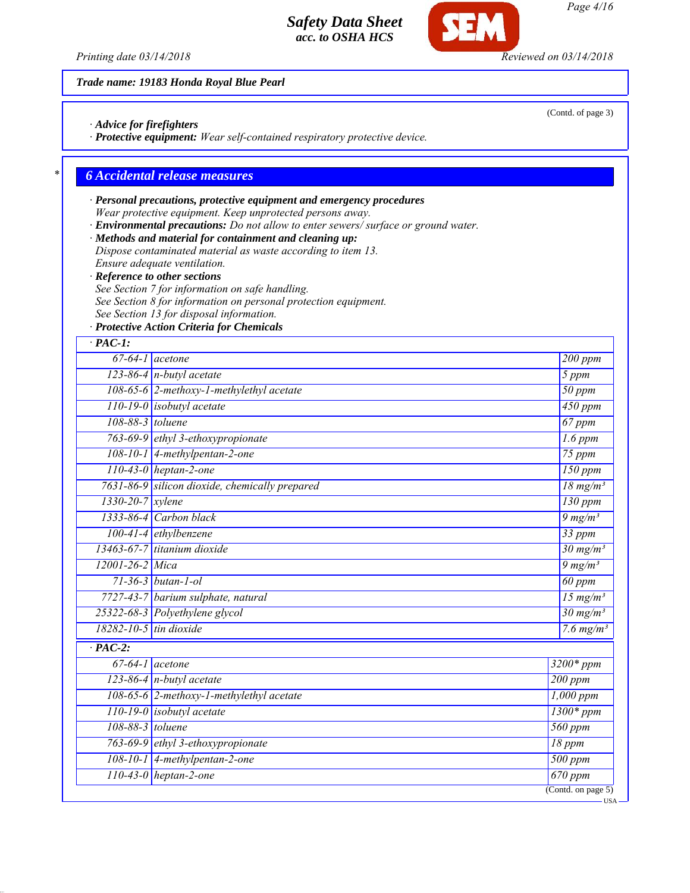Trade name: 19183 Honda Royal Blue Pearl

(Contd. of page 3)

· **Advice for firefighters**
· **Protective equipment:** *Wear self-contained respiratory protective device.*

## 6 Accidental release measures

· **Personal precautions, protective equipment and emergency procedures**
*Wear protective equipment. Keep unprotected persons away.*
· **Environmental precautions:** *Do not allow to enter sewers/ surface or ground water.*
· **Methods and material for containment and cleaning up:**
*Dispose contaminated material as waste according to item 13.*
*Ensure adequate ventilation.*
· **Reference to other sections**
*See Section 7 for information on safe handling.*
*See Section 8 for information on personal protection equipment.*
*See Section 13 for disposal information.*
· **Protective Action Criteria for Chemicals**

| · PAC-1: | | |
|---|---|---|
| 67-64-1 | acetone | 200 ppm |
| 123-86-4 | n-butyl acetate | 5 ppm |
| 108-65-6 | 2-methoxy-1-methylethyl acetate | 50 ppm |
| 110-19-0 | isobutyl acetate | 450 ppm |
| 108-88-3 | toluene | 67 ppm |
| 763-69-9 | ethyl 3-ethoxypropionate | 1.6 ppm |
| 108-10-1 | 4-methylpentan-2-one | 75 ppm |
| 110-43-0 | heptan-2-one | 150 ppm |
| 7631-86-9 | silicon dioxide, chemically prepared | 18 mg/m³ |
| 1330-20-7 | xylene | 130 ppm |
| 1333-86-4 | Carbon black | 9 mg/m³ |
| 100-41-4 | ethylbenzene | 33 ppm |
| 13463-67-7 | titanium dioxide | 30 mg/m³ |
| 12001-26-2 | Mica | 9 mg/m³ |
| 71-36-3 | butan-1-ol | 60 ppm |
| 7727-43-7 | barium sulphate, natural | 15 mg/m³ |
| 25322-68-3 | Polyethylene glycol | 30 mg/m³ |
| 18282-10-5 | tin dioxide | 7.6 mg/m³ |

| · PAC-2: | | |
|---|---|---|
| 67-64-1 | acetone | 3200* ppm |
| 123-86-4 | n-butyl acetate | 200 ppm |
| 108-65-6 | 2-methoxy-1-methylethyl acetate | 1,000 ppm |
| 110-19-0 | isobutyl acetate | 1300* ppm |
| 108-88-3 | toluene | 560 ppm |
| 763-69-9 | ethyl 3-ethoxypropionate | 18 ppm |
| 108-10-1 | 4-methylpentan-2-one | 500 ppm |
| 110-43-0 | heptan-2-one | 670 ppm |

(Contd. on page 5)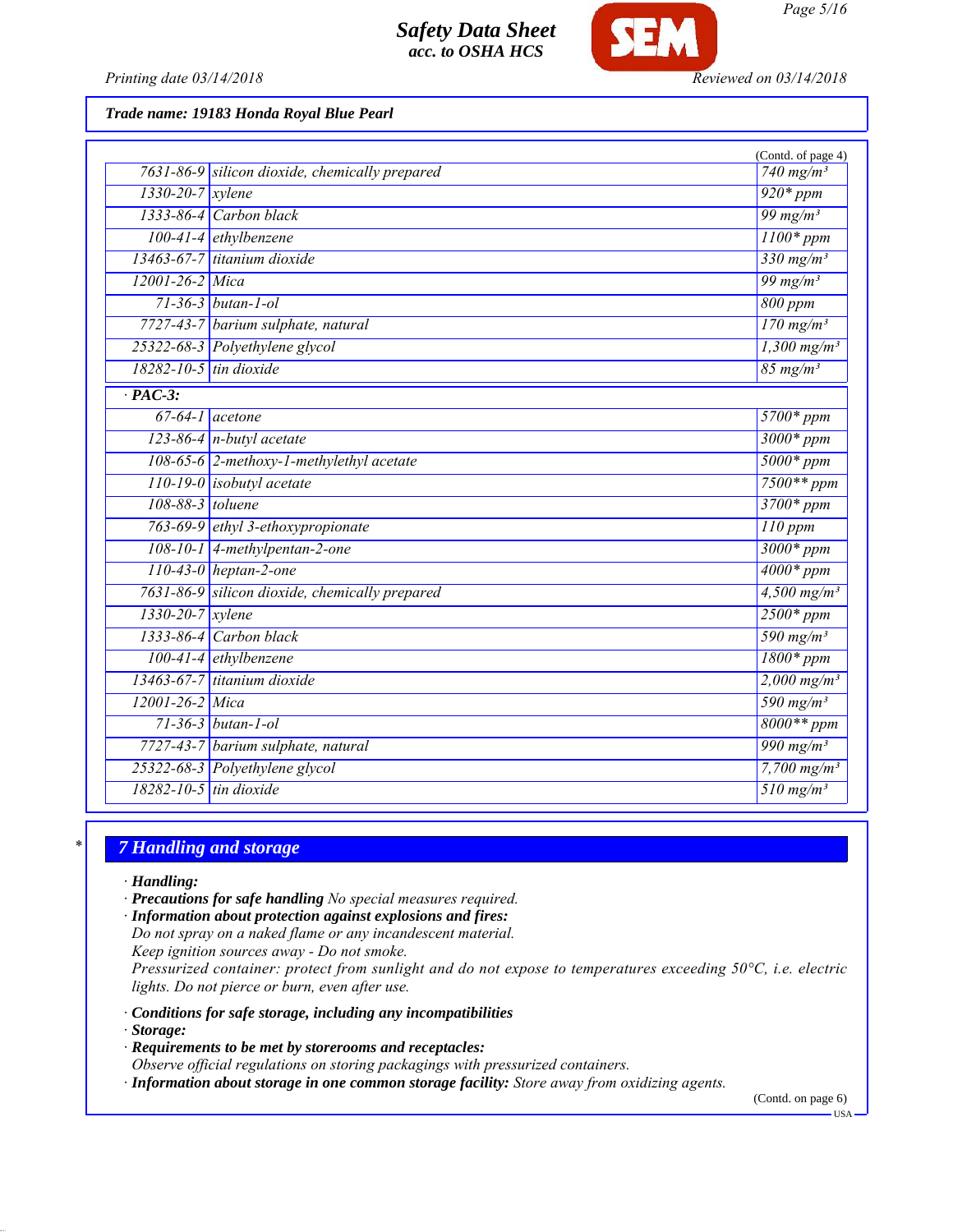Trade name: 19183 Honda Royal Blue Pearl

(Contd. of page 4)

| | | |
|---|---|---|
| 7631-86-9 | silicon dioxide, chemically prepared | 740 mg/m³ |
| 1330-20-7 | xylene | 920* ppm |
| 1333-86-4 | Carbon black | 99 mg/m³ |
| 100-41-4 | ethylbenzene | 1100* ppm |
| 13463-67-7 | titanium dioxide | 330 mg/m³ |
| 12001-26-2 | Mica | 99 mg/m³ |
| 71-36-3 | butan-1-ol | 800 ppm |
| 7727-43-7 | barium sulphate, natural | 170 mg/m³ |
| 25322-68-3 | Polyethylene glycol | 1,300 mg/m³ |
| 18282-10-5 | tin dioxide | 85 mg/m³ |
| **· PAC-3:** | | |
| 67-64-1 | acetone | 5700* ppm |
| 123-86-4 | n-butyl acetate | 3000* ppm |
| 108-65-6 | 2-methoxy-1-methylethyl acetate | 5000* ppm |
| 110-19-0 | isobutyl acetate | 7500** ppm |
| 108-88-3 | toluene | 3700* ppm |
| 763-69-9 | ethyl 3-ethoxypropionate | 110 ppm |
| 108-10-1 | 4-methylpentan-2-one | 3000* ppm |
| 110-43-0 | heptan-2-one | 4000* ppm |
| 7631-86-9 | silicon dioxide, chemically prepared | 4,500 mg/m³ |
| 1330-20-7 | xylene | 2500* ppm |
| 1333-86-4 | Carbon black | 590 mg/m³ |
| 100-41-4 | ethylbenzene | 1800* ppm |
| 13463-67-7 | titanium dioxide | 2,000 mg/m³ |
| 12001-26-2 | Mica | 590 mg/m³ |
| 71-36-3 | butan-1-ol | 8000** ppm |
| 7727-43-7 | barium sulphate, natural | 990 mg/m³ |
| 25322-68-3 | Polyethylene glycol | 7,700 mg/m³ |
| 18282-10-5 | tin dioxide | 510 mg/m³ |

## 7 Handling and storage

· **Handling:**

· **Precautions for safe handling** No special measures required.

· **Information about protection against explosions and fires:**
Do not spray on a naked flame or any incandescent material.
Keep ignition sources away - Do not smoke.
Pressurized container: protect from sunlight and do not expose to temperatures exceeding 50°C, i.e. electric lights. Do not pierce or burn, even after use.

· **Conditions for safe storage, including any incompatibilities**

· **Storage:**

· **Requirements to be met by storerooms and receptacles:**
Observe official regulations on storing packagings with pressurized containers.

· **Information about storage in one common storage facility:** Store away from oxidizing agents.

(Contd. on page 6)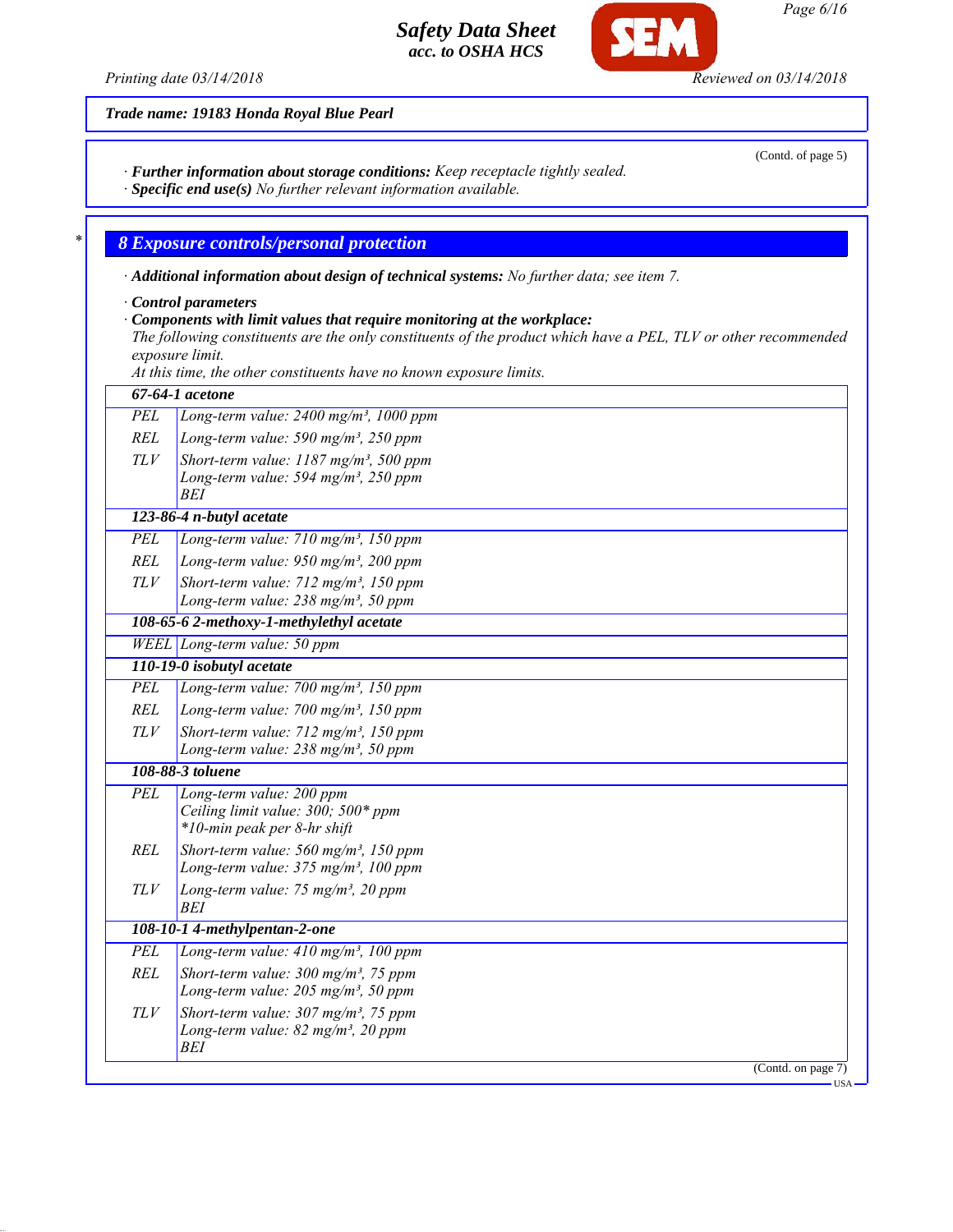Trade name: 19183 Honda Royal Blue Pearl

(Contd. of page 5)

· **Further information about storage conditions:** Keep receptacle tightly sealed.
· **Specific end use(s)** No further relevant information available.

## 8 Exposure controls/personal protection

· **Additional information about design of technical systems:** No further data; see item 7.

· **Control parameters**
· **Components with limit values that require monitoring at the workplace:**
The following constituents are the only constituents of the product which have a PEL, TLV or other recommended exposure limit.
At this time, the other constituents have no known exposure limits.

| | |
|---|---|
| **67-64-1 acetone** | |
| PEL | Long-term value: 2400 mg/m³, 1000 ppm |
| REL | Long-term value: 590 mg/m³, 250 ppm |
| TLV | Short-term value: 1187 mg/m³, 500 ppm<br>Long-term value: 594 mg/m³, 250 ppm<br>BEI |
| **123-86-4 n-butyl acetate** | |
| PEL | Long-term value: 710 mg/m³, 150 ppm |
| REL | Long-term value: 950 mg/m³, 200 ppm |
| TLV | Short-term value: 712 mg/m³, 150 ppm<br>Long-term value: 238 mg/m³, 50 ppm |
| **108-65-6 2-methoxy-1-methylethyl acetate** | |
| WEEL | Long-term value: 50 ppm |
| **110-19-0 isobutyl acetate** | |
| PEL | Long-term value: 700 mg/m³, 150 ppm |
| REL | Long-term value: 700 mg/m³, 150 ppm |
| TLV | Short-term value: 712 mg/m³, 150 ppm<br>Long-term value: 238 mg/m³, 50 ppm |
| **108-88-3 toluene** | |
| PEL | Long-term value: 200 ppm<br>Ceiling limit value: 300; 500* ppm<br>*10-min peak per 8-hr shift |
| REL | Short-term value: 560 mg/m³, 150 ppm<br>Long-term value: 375 mg/m³, 100 ppm |
| TLV | Long-term value: 75 mg/m³, 20 ppm<br>BEI |
| **108-10-1 4-methylpentan-2-one** | |
| PEL | Long-term value: 410 mg/m³, 100 ppm |
| REL | Short-term value: 300 mg/m³, 75 ppm<br>Long-term value: 205 mg/m³, 50 ppm |
| TLV | Short-term value: 307 mg/m³, 75 ppm<br>Long-term value: 82 mg/m³, 20 ppm<br>BEI |

(Contd. on page 7)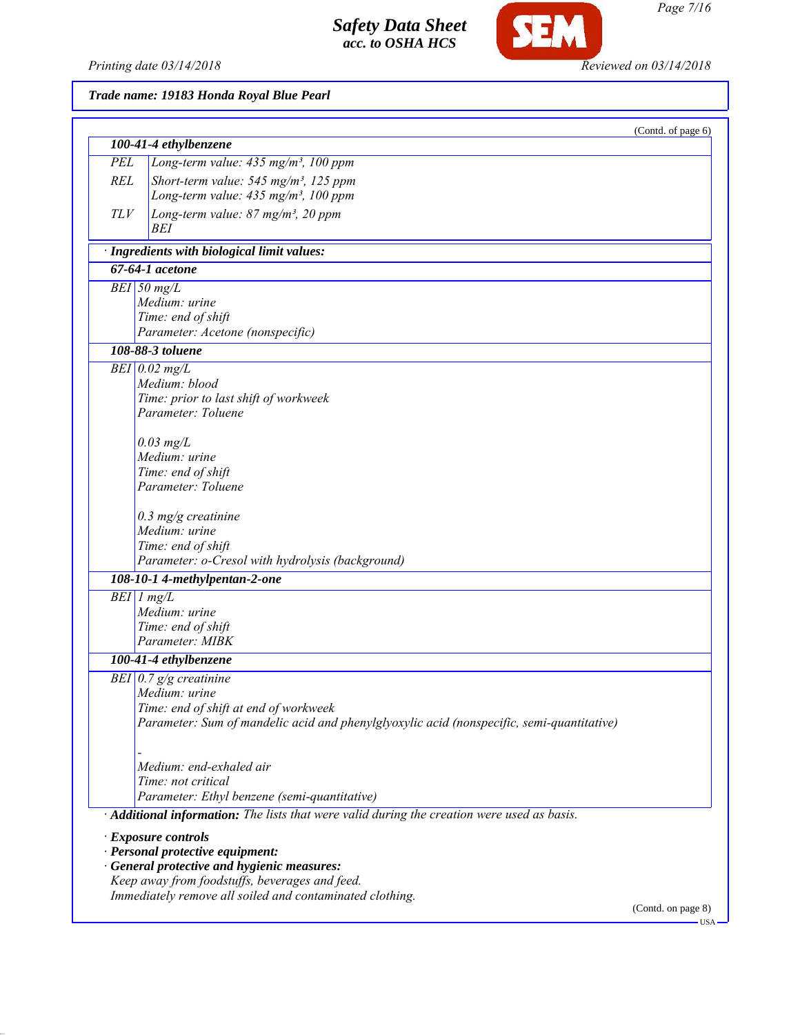**Trade name: 19183 Honda Royal Blue Pearl**

(Contd. of page 6)

| **100-41-4 ethylbenzene** | |
|---|---|
| PEL | Long-term value: 435 mg/m³, 100 ppm |
| REL | Short-term value: 545 mg/m³, 125 ppm<br>Long-term value: 435 mg/m³, 100 ppm |
| TLV | Long-term value: 87 mg/m³, 20 ppm<br>BEI |

· **Ingredients with biological limit values:**

| **67-64-1 acetone** | |
|---|---|
| BEI | 50 mg/L<br>Medium: urine<br>Time: end of shift<br>Parameter: Acetone (nonspecific) |
| **108-88-3 toluene** | |
| BEI | 0.02 mg/L<br>Medium: blood<br>Time: prior to last shift of workweek<br>Parameter: Toluene<br><br>0.03 mg/L<br>Medium: urine<br>Time: end of shift<br>Parameter: Toluene<br><br>0.3 mg/g creatinine<br>Medium: urine<br>Time: end of shift<br>Parameter: o-Cresol with hydrolysis (background) |
| **108-10-1 4-methylpentan-2-one** | |
| BEI | 1 mg/L<br>Medium: urine<br>Time: end of shift<br>Parameter: MIBK |
| **100-41-4 ethylbenzene** | |
| BEI | 0.7 g/g creatinine<br>Medium: urine<br>Time: end of shift at end of workweek<br>Parameter: Sum of mandelic acid and phenylglyoxylic acid (nonspecific, semi-quantitative)<br><br>-<br>Medium: end-exhaled air<br>Time: not critical<br>Parameter: Ethyl benzene (semi-quantitative) |

· **Additional information:** The lists that were valid during the creation were used as basis.

· **Exposure controls**
· **Personal protective equipment:**
· **General protective and hygienic measures:**
Keep away from foodstuffs, beverages and feed.
Immediately remove all soiled and contaminated clothing.

(Contd. on page 8)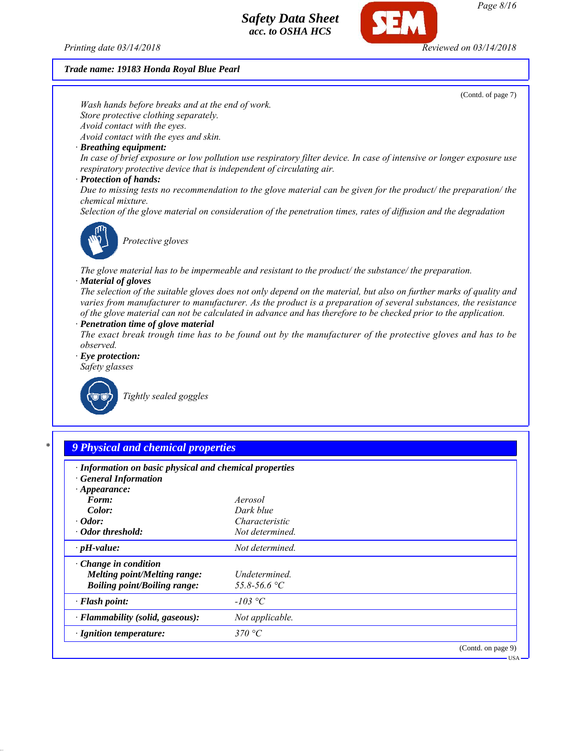**Trade name: 19183 Honda Royal Blue Pearl**

(Contd. of page 7)

*Wash hands before breaks and at the end of work.*
*Store protective clothing separately.*
*Avoid contact with the eyes.*
*Avoid contact with the eyes and skin.*

· ***Breathing equipment:***
*In case of brief exposure or low pollution use respiratory filter device. In case of intensive or longer exposure use respiratory protective device that is independent of circulating air.*

· ***Protection of hands:***
*Due to missing tests no recommendation to the glove material can be given for the product/ the preparation/ the chemical mixture.*
*Selection of the glove material on consideration of the penetration times, rates of diffusion and the degradation*

*Protective gloves*

*The glove material has to be impermeable and resistant to the product/ the substance/ the preparation.*

· ***Material of gloves***
*The selection of the suitable gloves does not only depend on the material, but also on further marks of quality and varies from manufacturer to manufacturer. As the product is a preparation of several substances, the resistance of the glove material can not be calculated in advance and has therefore to be checked prior to the application.*

· ***Penetration time of glove material***
*The exact break trough time has to be found out by the manufacturer of the protective gloves and has to be observed.*

· ***Eye protection:***
*Safety glasses*

*Tightly sealed goggles*

## 9 Physical and chemical properties

· ***Information on basic physical and chemical properties***
· ***General Information***
· ***Appearance:***

| | |
|---|---|
| **Form:** | *Aerosol* |
| **Color:** | *Dark blue* |
| · **Odor:** | *Characteristic* |
| · **Odor threshold:** | *Not determined.* |
| · **pH-value:** | *Not determined.* |
| · **Change in condition** | |
| **Melting point/Melting range:** | *Undetermined.* |
| **Boiling point/Boiling range:** | *55.8-56.6 °C* |
| · **Flash point:** | *-103 °C* |
| · **Flammability (solid, gaseous):** | *Not applicable.* |
| · **Ignition temperature:** | *370 °C* |

(Contd. on page 9)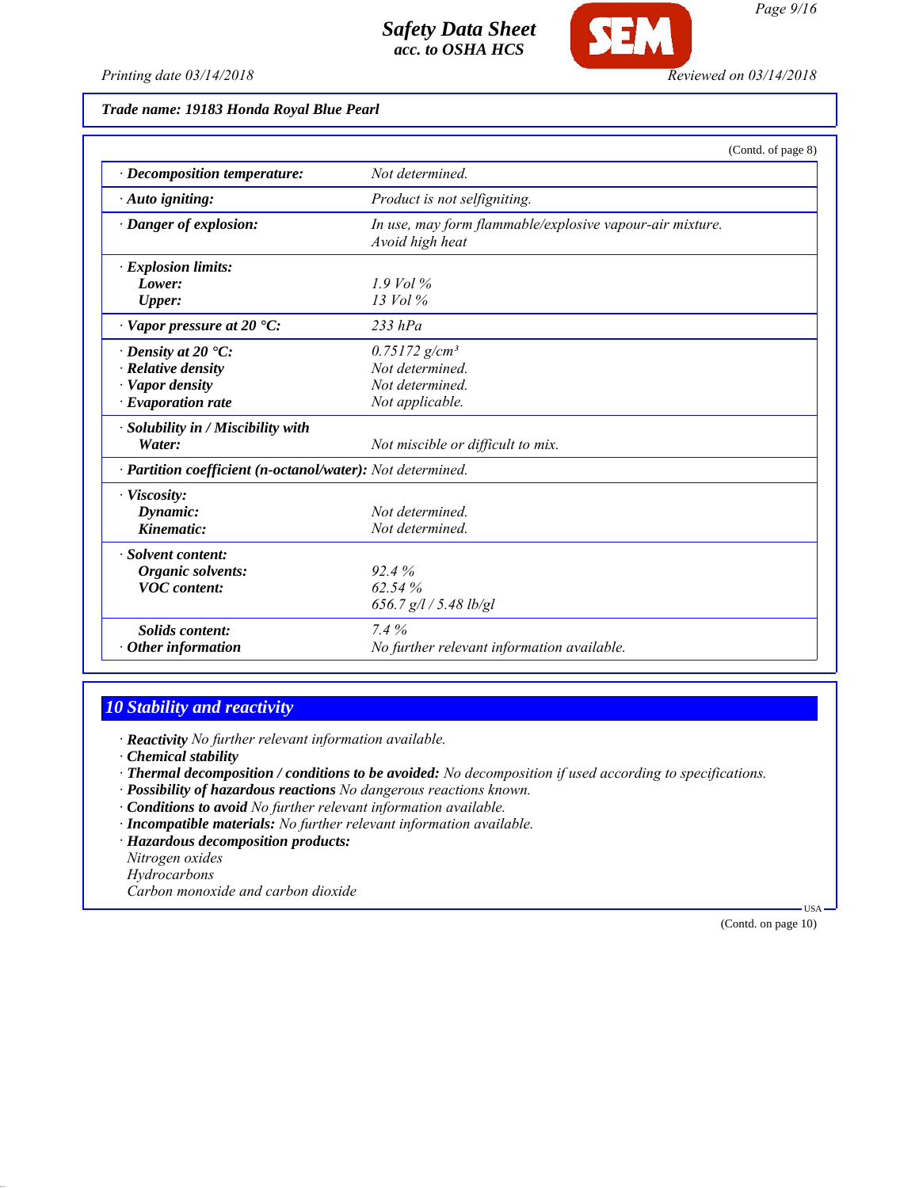**Trade name: 19183 Honda Royal Blue Pearl**

(Contd. of page 8)

| | |
|---|---|
| · **Decomposition temperature:** | *Not determined.* |
| · **Auto igniting:** | *Product is not selfigniting.* |
| · **Danger of explosion:** | *In use, may form flammable/explosive vapour-air mixture. Avoid high heat* |
| · **Explosion limits:** | |
| **Lower:** | *1.9 Vol %* |
| **Upper:** | *13 Vol %* |
| · **Vapor pressure at 20 °C:** | *233 hPa* |
| · **Density at 20 °C:** | *0.75172 g/cm³* |
| · **Relative density** | *Not determined.* |
| · **Vapor density** | *Not determined.* |
| · **Evaporation rate** | *Not applicable.* |
| · **Solubility in / Miscibility with** | |
| **Water:** | *Not miscible or difficult to mix.* |
| · **Partition coefficient (n-octanol/water):** | *Not determined.* |
| · **Viscosity:** | |
| **Dynamic:** | *Not determined.* |
| **Kinematic:** | *Not determined.* |
| · **Solvent content:** | |
| **Organic solvents:** | *92.4 %* |
| **VOC content:** | *62.54 %* |
| | *656.7 g/l / 5.48 lb/gl* |
| **Solids content:** | *7.4 %* |
| · **Other information** | *No further relevant information available.* |

## 10 Stability and reactivity

· **Reactivity** *No further relevant information available.*
· **Chemical stability**
· **Thermal decomposition / conditions to be avoided:** *No decomposition if used according to specifications.*
· **Possibility of hazardous reactions** *No dangerous reactions known.*
· **Conditions to avoid** *No further relevant information available.*
· **Incompatible materials:** *No further relevant information available.*
· **Hazardous decomposition products:**
*Nitrogen oxides*
*Hydrocarbons*
*Carbon monoxide and carbon dioxide*

(Contd. on page 10)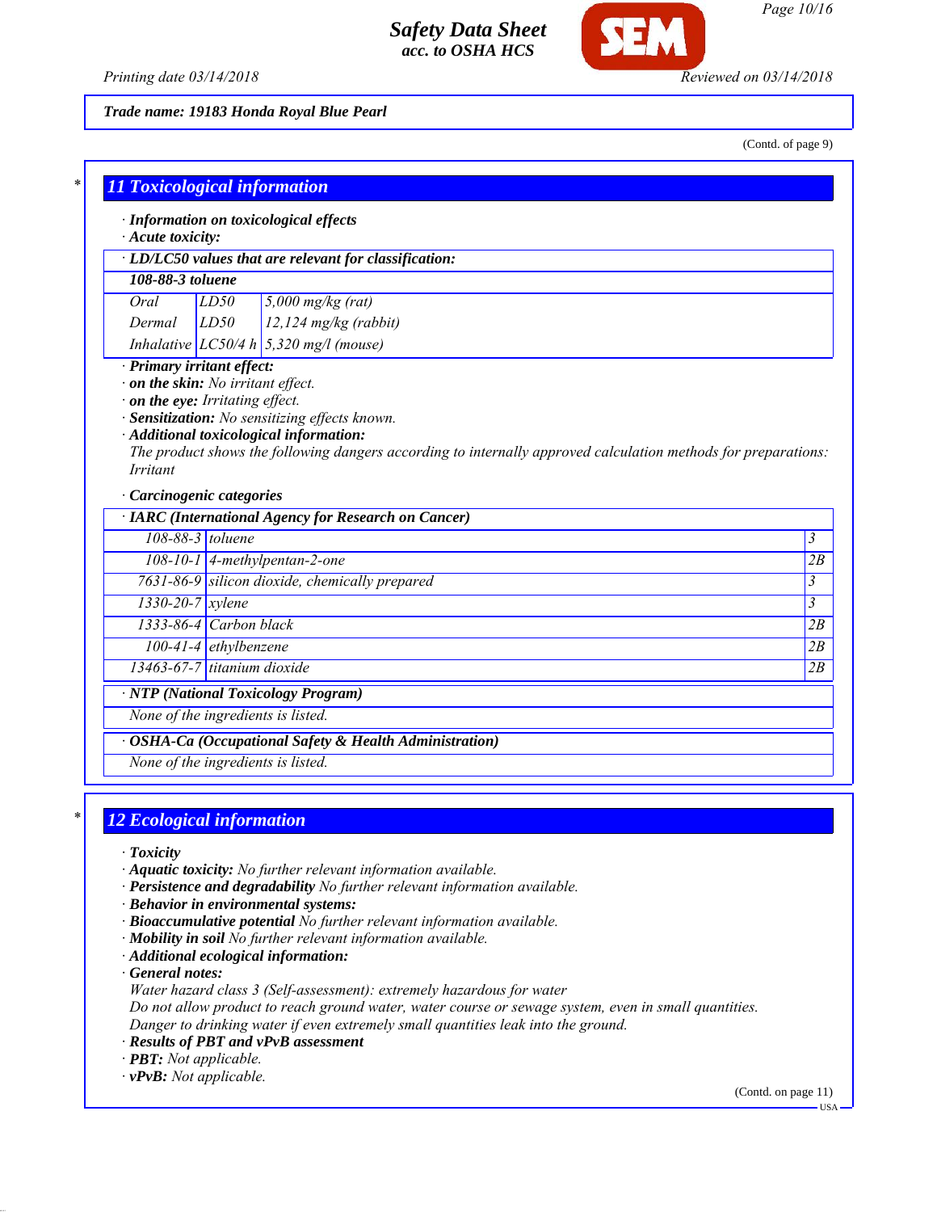Trade name: 19183 Honda Royal Blue Pearl

(Contd. of page 9)

## 11 Toxicological information

· **Information on toxicological effects**
· **Acute toxicity:**

· **LD/LC50 values that are relevant for classification:**

| 108-88-3 toluene | | |
|---|---|---|
| Oral | LD50 | 5,000 mg/kg (rat) |
| Dermal | LD50 | 12,124 mg/kg (rabbit) |
| Inhalative | LC50/4 h | 5,320 mg/l (mouse) |

· **Primary irritant effect:**
· **on the skin:** No irritant effect.
· **on the eye:** Irritating effect.
· **Sensitization:** No sensitizing effects known.
· **Additional toxicological information:**
The product shows the following dangers according to internally approved calculation methods for preparations:
Irritant

· **Carcinogenic categories**

· **IARC (International Agency for Research on Cancer)**

| | | |
|---|---|---|
| 108-88-3 | toluene | 3 |
| 108-10-1 | 4-methylpentan-2-one | 2B |
| 7631-86-9 | silicon dioxide, chemically prepared | 3 |
| 1330-20-7 | xylene | 3 |
| 1333-86-4 | Carbon black | 2B |
| 100-41-4 | ethylbenzene | 2B |
| 13463-67-7 | titanium dioxide | 2B |

· **NTP (National Toxicology Program)**

None of the ingredients is listed.

· **OSHA-Ca (Occupational Safety & Health Administration)**

None of the ingredients is listed.

## 12 Ecological information

· **Toxicity**
· **Aquatic toxicity:** No further relevant information available.
· **Persistence and degradability** No further relevant information available.
· **Behavior in environmental systems:**
· **Bioaccumulative potential** No further relevant information available.
· **Mobility in soil** No further relevant information available.
· **Additional ecological information:**
· **General notes:**
Water hazard class 3 (Self-assessment): extremely hazardous for water
Do not allow product to reach ground water, water course or sewage system, even in small quantities.
Danger to drinking water if even extremely small quantities leak into the ground.
· **Results of PBT and vPvB assessment**
· **PBT:** Not applicable.
· **vPvB:** Not applicable.

(Contd. on page 11)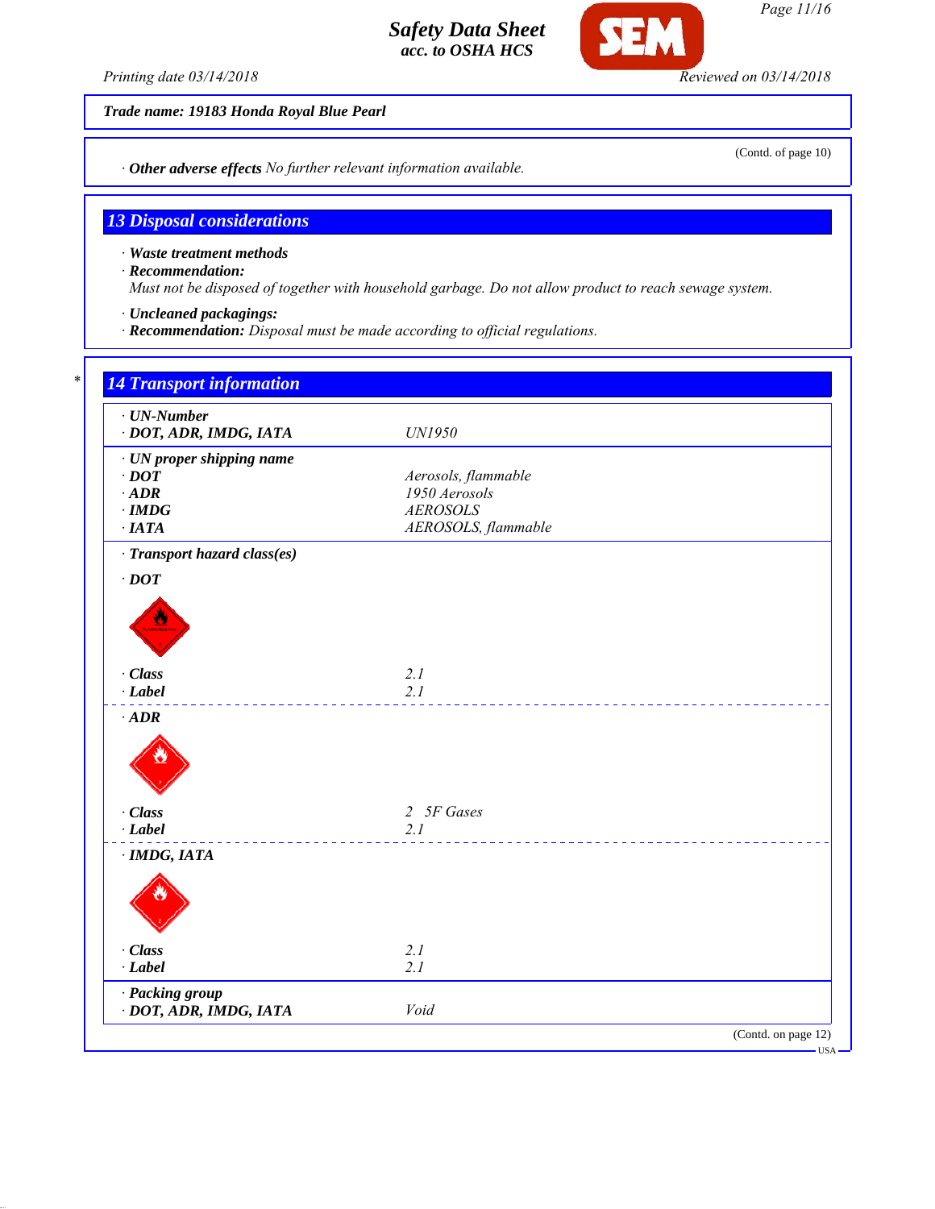**Trade name: 19183 Honda Royal Blue Pearl**

(Contd. of page 10)

· **Other adverse effects** *No further relevant information available.*

## 13 Disposal considerations

· **Waste treatment methods**
· **Recommendation:**
*Must not be disposed of together with household garbage. Do not allow product to reach sewage system.*

· **Uncleaned packagings:**
· **Recommendation:** *Disposal must be made according to official regulations.*

## 14 Transport information

| | |
|---|---|
| · **UN-Number** | |
| · **DOT, ADR, IMDG, IATA** | *UN1950* |
| · **UN proper shipping name** | |
| · **DOT** | *Aerosols, flammable* |
| · **ADR** | *1950 Aerosols* |
| · **IMDG** | *AEROSOLS* |
| · **IATA** | *AEROSOLS, flammable* |
| · **Transport hazard class(es)** | |
| · **DOT** | |
| · **Class** | *2.1* |
| · **Label** | *2.1* |
| · **ADR** | |
| · **Class** | *2 5F Gases* |
| · **Label** | *2.1* |
| · **IMDG, IATA** | |
| · **Class** | *2.1* |
| · **Label** | *2.1* |
| · **Packing group** | |
| · **DOT, ADR, IMDG, IATA** | *Void* |

(Contd. on page 12)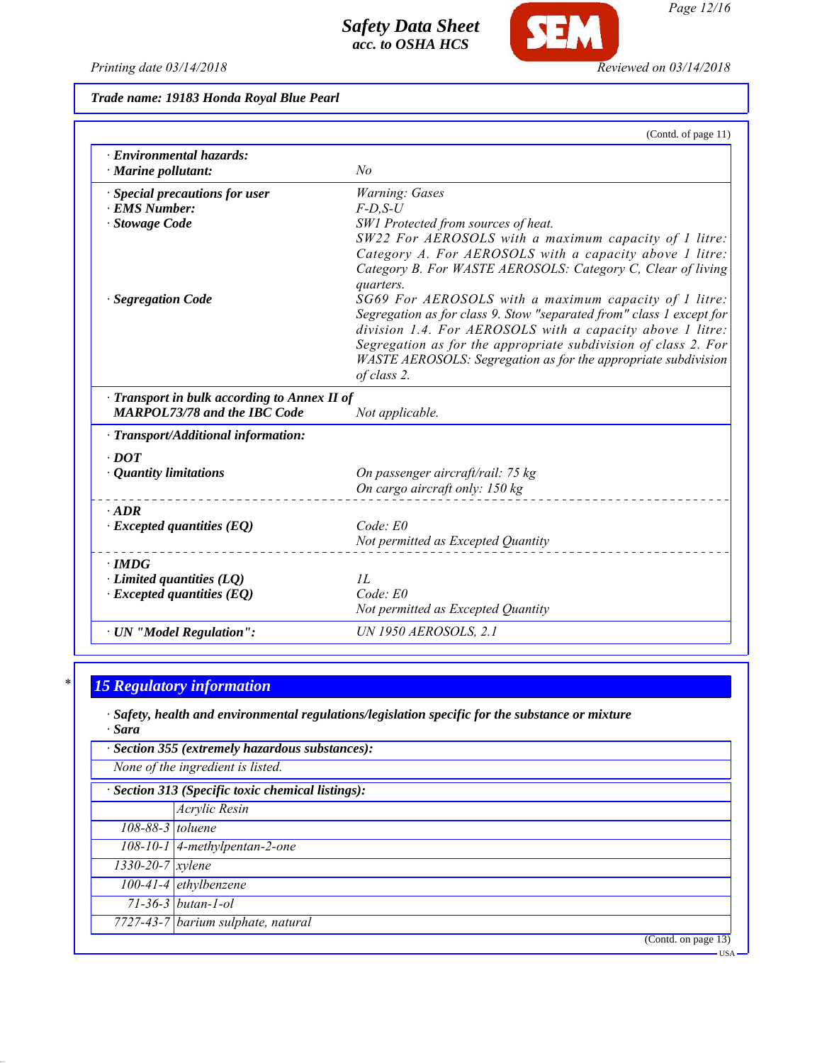**Trade name: 19183 Honda Royal Blue Pearl**

(Contd. of page 11)

| | |
|---|---|
| · **Environmental hazards:** | |
| · **Marine pollutant:** | No |
| · **Special precautions for user** | Warning: Gases |
| · **EMS Number:** | F-D,S-U |
| · **Stowage Code** | SW1 Protected from sources of heat. SW22 For AEROSOLS with a maximum capacity of 1 litre: Category A. For AEROSOLS with a capacity above 1 litre: Category B. For WASTE AEROSOLS: Category C, Clear of living quarters. |
| · **Segregation Code** | SG69 For AEROSOLS with a maximum capacity of 1 litre: Segregation as for class 9. Stow "separated from" class 1 except for division 1.4. For AEROSOLS with a capacity above 1 litre: Segregation as for the appropriate subdivision of class 2. For WASTE AEROSOLS: Segregation as for the appropriate subdivision of class 2. |
| · **Transport in bulk according to Annex II of MARPOL73/78 and the IBC Code** | Not applicable. |
| · **Transport/Additional information:** | |
| · **DOT** | |
| · **Quantity limitations** | On passenger aircraft/rail: 75 kg<br>On cargo aircraft only: 150 kg |
| · **ADR** | |
| · **Excepted quantities (EQ)** | Code: E0<br>Not permitted as Excepted Quantity |
| · **IMDG** | |
| · **Limited quantities (LQ)** | 1L |
| · **Excepted quantities (EQ)** | Code: E0<br>Not permitted as Excepted Quantity |
| · **UN "Model Regulation":** | UN 1950 AEROSOLS, 2.1 |

## 15 Regulatory information

· **Safety, health and environmental regulations/legislation specific for the substance or mixture**

· **Sara**

· **Section 355 (extremely hazardous substances):**

None of the ingredient is listed.

· **Section 313 (Specific toxic chemical listings):**

| | |
|---|---|
| | Acrylic Resin |
| 108-88-3 | toluene |
| 108-10-1 | 4-methylpentan-2-one |
| 1330-20-7 | xylene |
| 100-41-4 | ethylbenzene |
| 71-36-3 | butan-1-ol |
| 7727-43-7 | barium sulphate, natural |

(Contd. on page 13)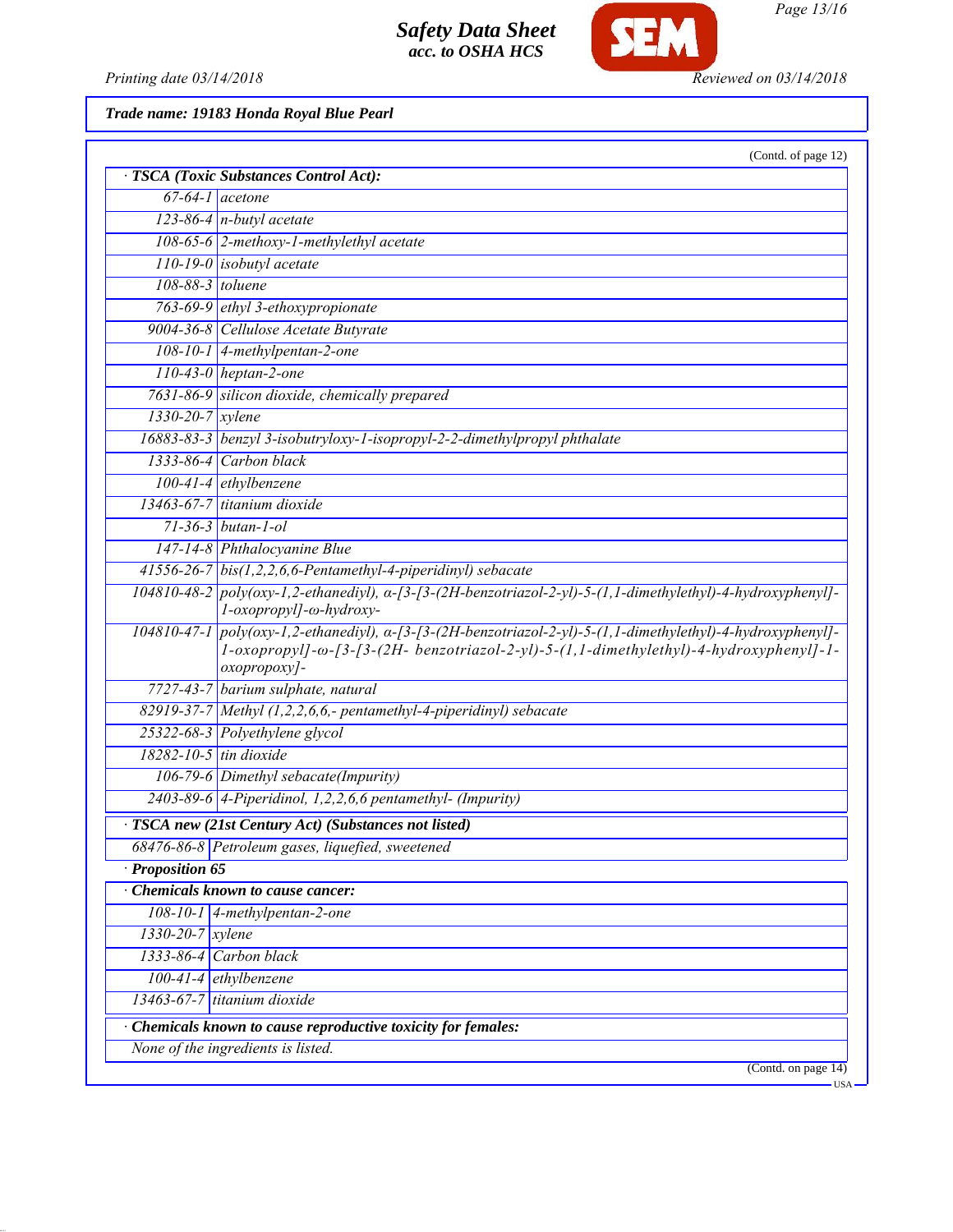**Trade name: 19183 Honda Royal Blue Pearl**

(Contd. of page 12)

· **TSCA (Toxic Substances Control Act):**

| | |
|---|---|
| 67-64-1 | acetone |
| 123-86-4 | n-butyl acetate |
| 108-65-6 | 2-methoxy-1-methylethyl acetate |
| 110-19-0 | isobutyl acetate |
| 108-88-3 | toluene |
| 763-69-9 | ethyl 3-ethoxypropionate |
| 9004-36-8 | Cellulose Acetate Butyrate |
| 108-10-1 | 4-methylpentan-2-one |
| 110-43-0 | heptan-2-one |
| 7631-86-9 | silicon dioxide, chemically prepared |
| 1330-20-7 | xylene |
| 16883-83-3 | benzyl 3-isobutryloxy-1-isopropyl-2-2-dimethylpropyl phthalate |
| 1333-86-4 | Carbon black |
| 100-41-4 | ethylbenzene |
| 13463-67-7 | titanium dioxide |
| 71-36-3 | butan-1-ol |
| 147-14-8 | Phthalocyanine Blue |
| 41556-26-7 | bis(1,2,2,6,6-Pentamethyl-4-piperidinyl) sebacate |
| 104810-48-2 | poly(oxy-1,2-ethanediyl), α-[3-[3-(2H-benzotriazol-2-yl)-5-(1,1-dimethylethyl)-4-hydroxyphenyl]-1-oxopropyl]-ω-hydroxy- |
| 104810-47-1 | poly(oxy-1,2-ethanediyl), α-[3-[3-(2H-benzotriazol-2-yl)-5-(1,1-dimethylethyl)-4-hydroxyphenyl]-1-oxopropyl]-ω-[3-[3-(2H- benzotriazol-2-yl)-5-(1,1-dimethylethyl)-4-hydroxyphenyl]-1-oxopropoxy]- |
| 7727-43-7 | barium sulphate, natural |
| 82919-37-7 | Methyl (1,2,2,6,6,- pentamethyl-4-piperidinyl) sebacate |
| 25322-68-3 | Polyethylene glycol |
| 18282-10-5 | tin dioxide |
| 106-79-6 | Dimethyl sebacate(Impurity) |
| 2403-89-6 | 4-Piperidinol, 1,2,2,6,6 pentamethyl- (Impurity) |

· **TSCA new (21st Century Act) (Substances not listed)**

| | |
|---|---|
| 68476-86-8 | Petroleum gases, liquefied, sweetened |

· **Proposition 65**

· **Chemicals known to cause cancer:**

| | |
|---|---|
| 108-10-1 | 4-methylpentan-2-one |
| 1330-20-7 | xylene |
| 1333-86-4 | Carbon black |
| 100-41-4 | ethylbenzene |
| 13463-67-7 | titanium dioxide |

· **Chemicals known to cause reproductive toxicity for females:**

None of the ingredients is listed.

(Contd. on page 14)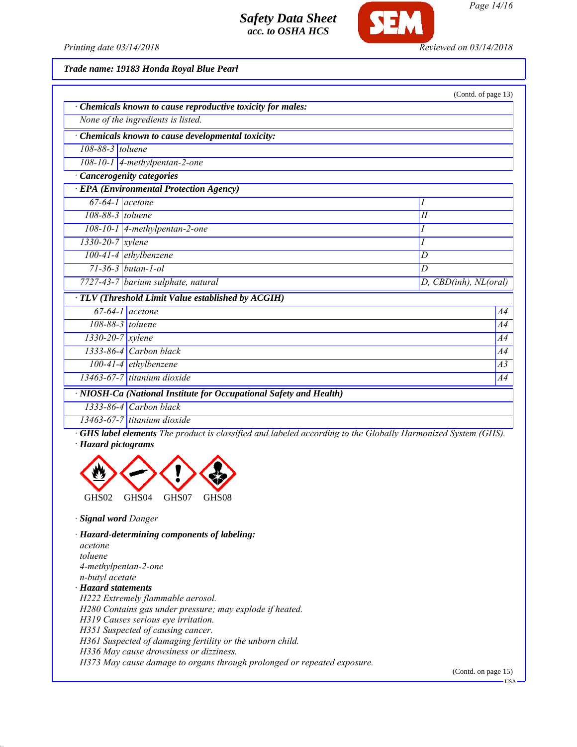**Trade name: 19183 Honda Royal Blue Pearl**

(Contd. of page 13)

· **Chemicals known to cause reproductive toxicity for males:**

None of the ingredients is listed.

· **Chemicals known to cause developmental toxicity:**

| | |
|---|---|
| 108-88-3 | toluene |
| 108-10-1 | 4-methylpentan-2-one |

· **Cancerogenity categories**

· **EPA (Environmental Protection Agency)**

| | | |
|---|---|---|
| 67-64-1 | acetone | I |
| 108-88-3 | toluene | II |
| 108-10-1 | 4-methylpentan-2-one | I |
| 1330-20-7 | xylene | I |
| 100-41-4 | ethylbenzene | D |
| 71-36-3 | butan-1-ol | D |
| 7727-43-7 | barium sulphate, natural | D, CBD(inh), NL(oral) |

· **TLV (Threshold Limit Value established by ACGIH)**

| | | |
|---|---|---|
| 67-64-1 | acetone | A4 |
| 108-88-3 | toluene | A4 |
| 1330-20-7 | xylene | A4 |
| 1333-86-4 | Carbon black | A4 |
| 100-41-4 | ethylbenzene | A3 |
| 13463-67-7 | titanium dioxide | A4 |

· **NIOSH-Ca (National Institute for Occupational Safety and Health)**

| | |
|---|---|
| 1333-86-4 | Carbon black |
| 13463-67-7 | titanium dioxide |

· **GHS label elements** The product is classified and labeled according to the Globally Harmonized System (GHS).

· **Hazard pictograms**

GHS02 GHS04 GHS07 GHS08

· **Signal word** Danger

· **Hazard-determining components of labeling:**

acetone
toluene
4-methylpentan-2-one
n-butyl acetate

· **Hazard statements**

H222 Extremely flammable aerosol.
H280 Contains gas under pressure; may explode if heated.
H319 Causes serious eye irritation.
H351 Suspected of causing cancer.
H361 Suspected of damaging fertility or the unborn child.
H336 May cause drowsiness or dizziness.
H373 May cause damage to organs through prolonged or repeated exposure.

(Contd. on page 15)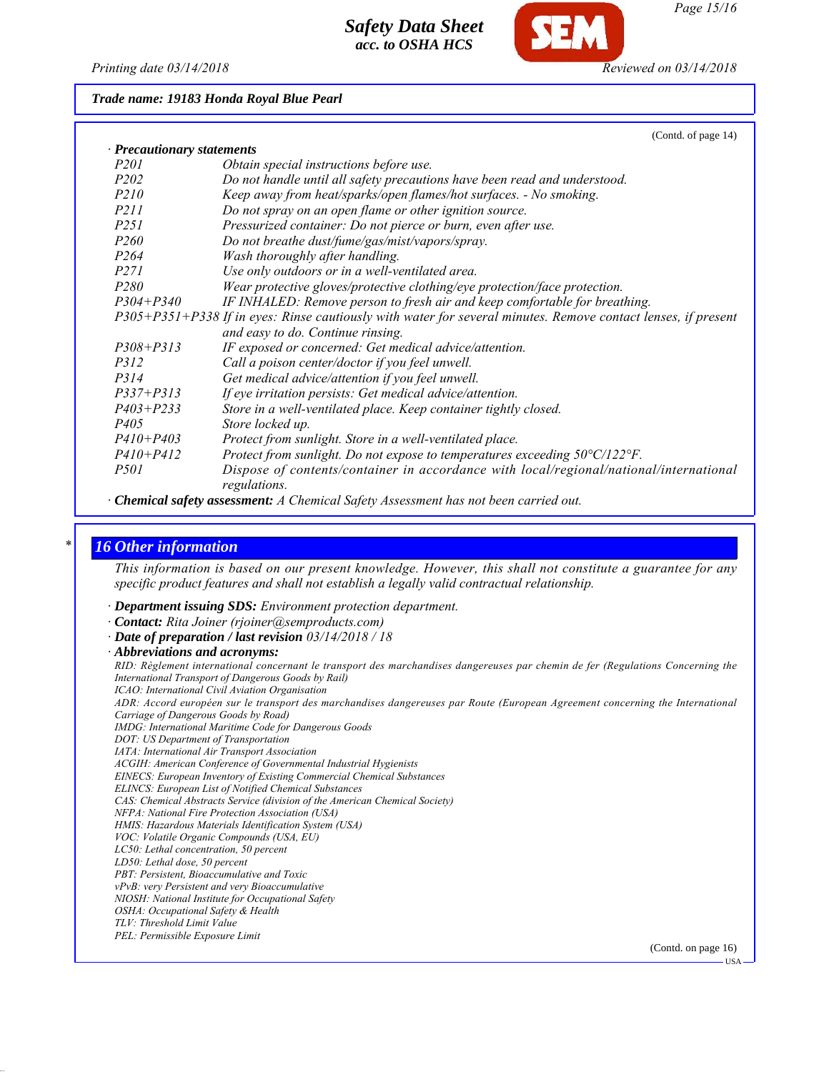**Trade name: 19183 Honda Royal Blue Pearl**

(Contd. of page 14)

· **Precautionary statements**

| | |
|---|---|
| P201 | Obtain special instructions before use. |
| P202 | Do not handle until all safety precautions have been read and understood. |
| P210 | Keep away from heat/sparks/open flames/hot surfaces. - No smoking. |
| P211 | Do not spray on an open flame or other ignition source. |
| P251 | Pressurized container: Do not pierce or burn, even after use. |
| P260 | Do not breathe dust/fume/gas/mist/vapors/spray. |
| P264 | Wash thoroughly after handling. |
| P271 | Use only outdoors or in a well-ventilated area. |
| P280 | Wear protective gloves/protective clothing/eye protection/face protection. |
| P304+P340 | IF INHALED: Remove person to fresh air and keep comfortable for breathing. |
| P305+P351+P338 | If in eyes: Rinse cautiously with water for several minutes. Remove contact lenses, if present and easy to do. Continue rinsing. |
| P308+P313 | IF exposed or concerned: Get medical advice/attention. |
| P312 | Call a poison center/doctor if you feel unwell. |
| P314 | Get medical advice/attention if you feel unwell. |
| P337+P313 | If eye irritation persists: Get medical advice/attention. |
| P403+P233 | Store in a well-ventilated place. Keep container tightly closed. |
| P405 | Store locked up. |
| P410+P403 | Protect from sunlight. Store in a well-ventilated place. |
| P410+P412 | Protect from sunlight. Do not expose to temperatures exceeding 50°C/122°F. |
| P501 | Dispose of contents/container in accordance with local/regional/national/international regulations. |

· **Chemical safety assessment:** A Chemical Safety Assessment has not been carried out.

## * 16 Other information

This information is based on our present knowledge. However, this shall not constitute a guarantee for any specific product features and shall not establish a legally valid contractual relationship.

· **Department issuing SDS:** Environment protection department.
· **Contact:** Rita Joiner (rjoiner@semproducts.com)
· **Date of preparation / last revision** 03/14/2018 / 18
· **Abbreviations and acronyms:**

RID: Règlement international concernant le transport des marchandises dangereuses par chemin de fer (Regulations Concerning the International Transport of Dangerous Goods by Rail)
ICAO: International Civil Aviation Organisation
ADR: Accord européen sur le transport des marchandises dangereuses par Route (European Agreement concerning the International Carriage of Dangerous Goods by Road)
IMDG: International Maritime Code for Dangerous Goods
DOT: US Department of Transportation
IATA: International Air Transport Association
ACGIH: American Conference of Governmental Industrial Hygienists
EINECS: European Inventory of Existing Commercial Chemical Substances
ELINCS: European List of Notified Chemical Substances
CAS: Chemical Abstracts Service (division of the American Chemical Society)
NFPA: National Fire Protection Association (USA)
HMIS: Hazardous Materials Identification System (USA)
VOC: Volatile Organic Compounds (USA, EU)
LC50: Lethal concentration, 50 percent
LD50: Lethal dose, 50 percent
PBT: Persistent, Bioaccumulative and Toxic
vPvB: very Persistent and very Bioaccumulative
NIOSH: National Institute for Occupational Safety
OSHA: Occupational Safety & Health
TLV: Threshold Limit Value
PEL: Permissible Exposure Limit

(Contd. on page 16)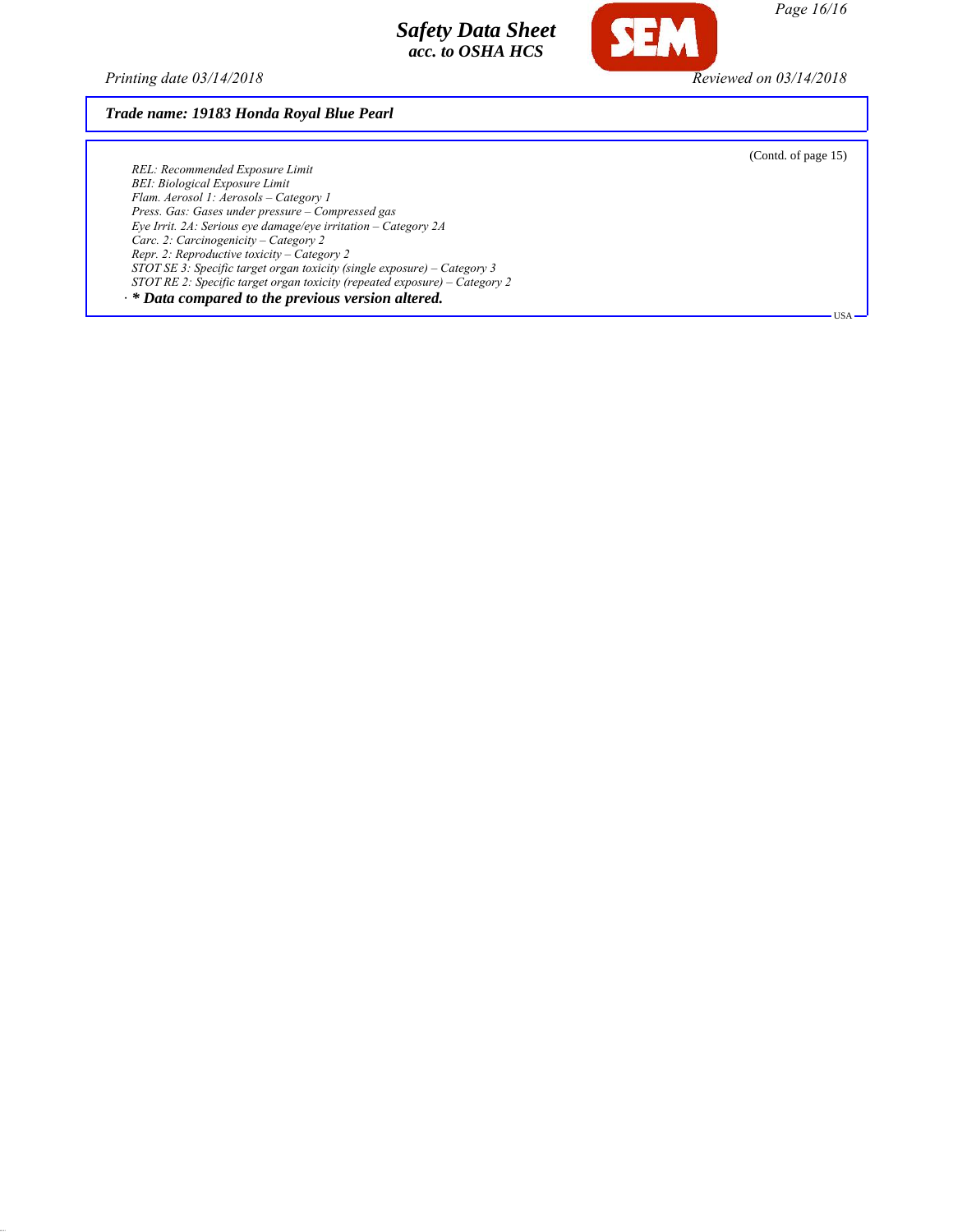**Trade name: 19183 Honda Royal Blue Pearl**

(Contd. of page 15)

*REL: Recommended Exposure Limit*
*BEI: Biological Exposure Limit*
*Flam. Aerosol 1: Aerosols – Category 1*
*Press. Gas: Gases under pressure – Compressed gas*
*Eye Irrit. 2A: Serious eye damage/eye irritation – Category 2A*
*Carc. 2: Carcinogenicity – Category 2*
*Repr. 2: Reproductive toxicity – Category 2*
*STOT SE 3: Specific target organ toxicity (single exposure) – Category 3*
*STOT RE 2: Specific target organ toxicity (repeated exposure) – Category 2*

· ***\* Data compared to the previous version altered.***

USA